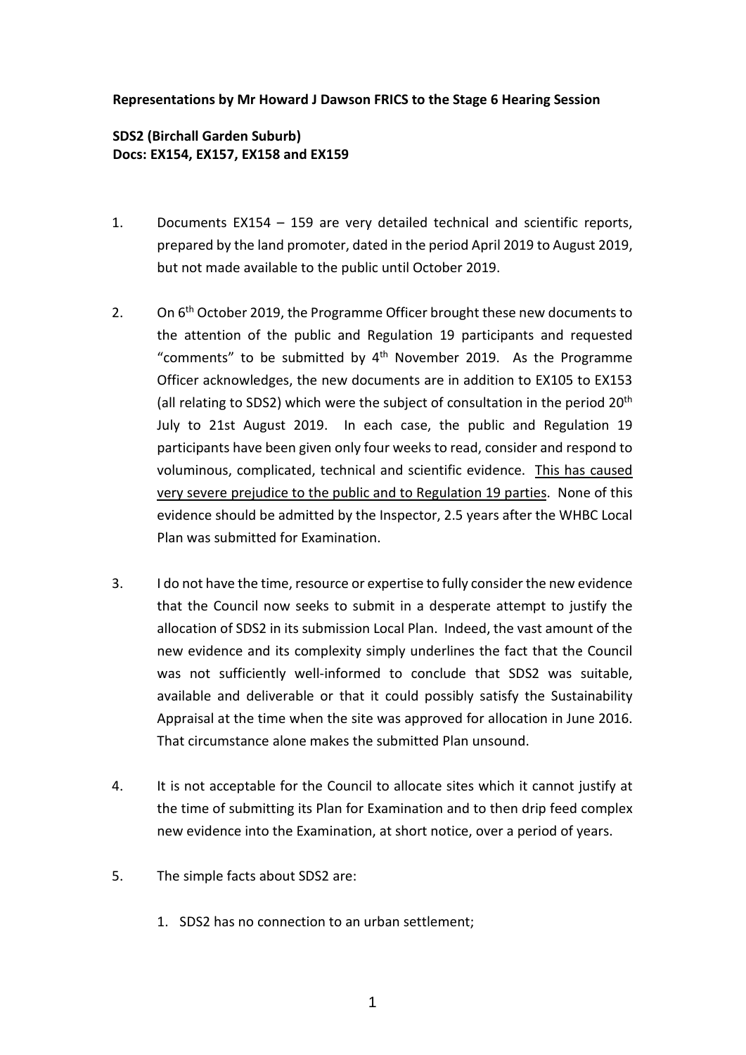**Representations by Mr Howard J Dawson FRICS to the Stage 6 Hearing Session**

**SDS2 (Birchall Garden Suburb)**
**Docs: EX154, EX157, EX158 and EX159**

1. Documents EX154 – 159 are very detailed technical and scientific reports, prepared by the land promoter, dated in the period April 2019 to August 2019, but not made available to the public until October 2019.

2. On 6th October 2019, the Programme Officer brought these new documents to the attention of the public and Regulation 19 participants and requested "comments" to be submitted by 4th November 2019. As the Programme Officer acknowledges, the new documents are in addition to EX105 to EX153 (all relating to SDS2) which were the subject of consultation in the period 20th July to 21st August 2019. In each case, the public and Regulation 19 participants have been given only four weeks to read, consider and respond to voluminous, complicated, technical and scientific evidence. <u>This has caused very severe prejudice to the public and to Regulation 19 parties</u>. None of this evidence should be admitted by the Inspector, 2.5 years after the WHBC Local Plan was submitted for Examination.

3. I do not have the time, resource or expertise to fully consider the new evidence that the Council now seeks to submit in a desperate attempt to justify the allocation of SDS2 in its submission Local Plan. Indeed, the vast amount of the new evidence and its complexity simply underlines the fact that the Council was not sufficiently well-informed to conclude that SDS2 was suitable, available and deliverable or that it could possibly satisfy the Sustainability Appraisal at the time when the site was approved for allocation in June 2016. That circumstance alone makes the submitted Plan unsound.

4. It is not acceptable for the Council to allocate sites which it cannot justify at the time of submitting its Plan for Examination and to then drip feed complex new evidence into the Examination, at short notice, over a period of years.

5. The simple facts about SDS2 are:

   1. SDS2 has no connection to an urban settlement;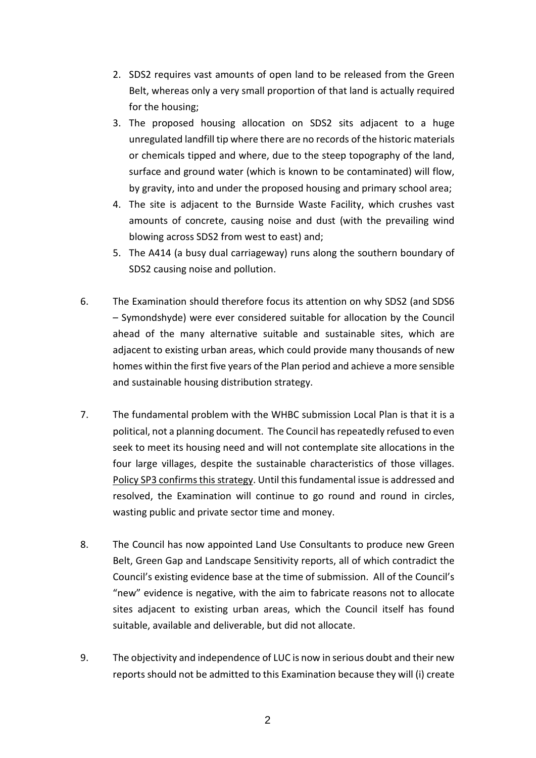2. SDS2 requires vast amounts of open land to be released from the Green Belt, whereas only a very small proportion of that land is actually required for the housing;
3. The proposed housing allocation on SDS2 sits adjacent to a huge unregulated landfill tip where there are no records of the historic materials or chemicals tipped and where, due to the steep topography of the land, surface and ground water (which is known to be contaminated) will flow, by gravity, into and under the proposed housing and primary school area;
4. The site is adjacent to the Burnside Waste Facility, which crushes vast amounts of concrete, causing noise and dust (with the prevailing wind blowing across SDS2 from west to east) and;
5. The A414 (a busy dual carriageway) runs along the southern boundary of SDS2 causing noise and pollution.

6. The Examination should therefore focus its attention on why SDS2 (and SDS6 – Symondshyde) were ever considered suitable for allocation by the Council ahead of the many alternative suitable and sustainable sites, which are adjacent to existing urban areas, which could provide many thousands of new homes within the first five years of the Plan period and achieve a more sensible and sustainable housing distribution strategy.

7. The fundamental problem with the WHBC submission Local Plan is that it is a political, not a planning document. The Council has repeatedly refused to even seek to meet its housing need and will not contemplate site allocations in the four large villages, despite the sustainable characteristics of those villages. Policy SP3 confirms this strategy. Until this fundamental issue is addressed and resolved, the Examination will continue to go round and round in circles, wasting public and private sector time and money.

8. The Council has now appointed Land Use Consultants to produce new Green Belt, Green Gap and Landscape Sensitivity reports, all of which contradict the Council's existing evidence base at the time of submission. All of the Council's "new" evidence is negative, with the aim to fabricate reasons not to allocate sites adjacent to existing urban areas, which the Council itself has found suitable, available and deliverable, but did not allocate.

9. The objectivity and independence of LUC is now in serious doubt and their new reports should not be admitted to this Examination because they will (i) create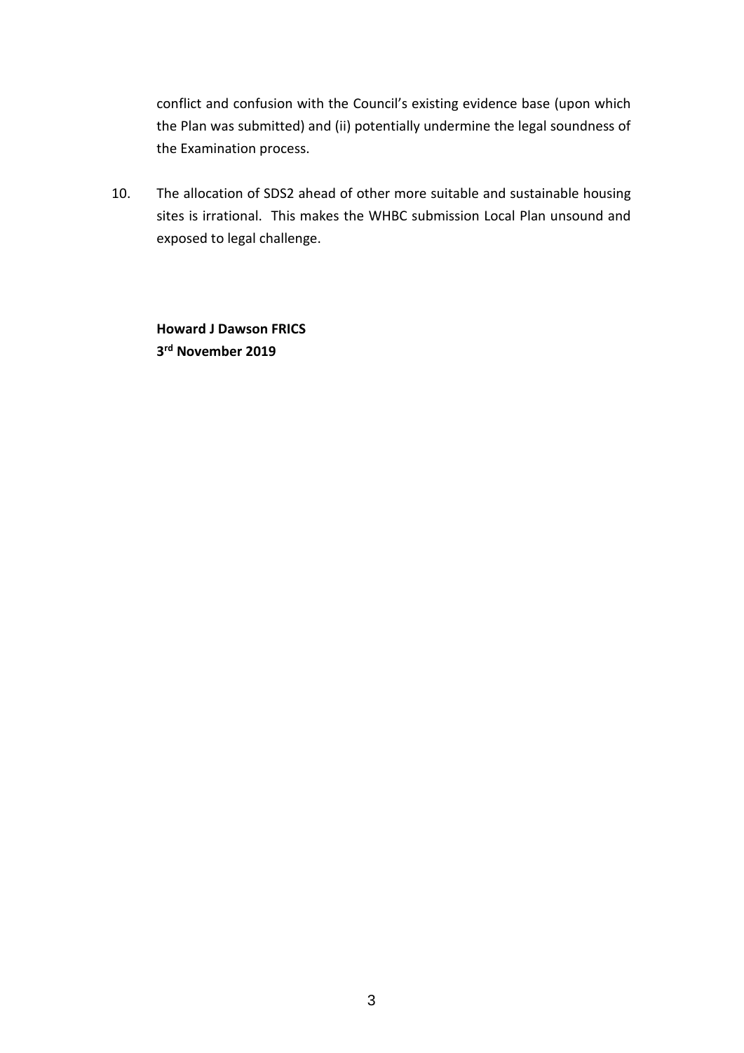conflict and confusion with the Council's existing evidence base (upon which the Plan was submitted) and (ii) potentially undermine the legal soundness of the Examination process.

10. The allocation of SDS2 ahead of other more suitable and sustainable housing sites is irrational. This makes the WHBC submission Local Plan unsound and exposed to legal challenge.

**Howard J Dawson FRICS**
**3rd November 2019**